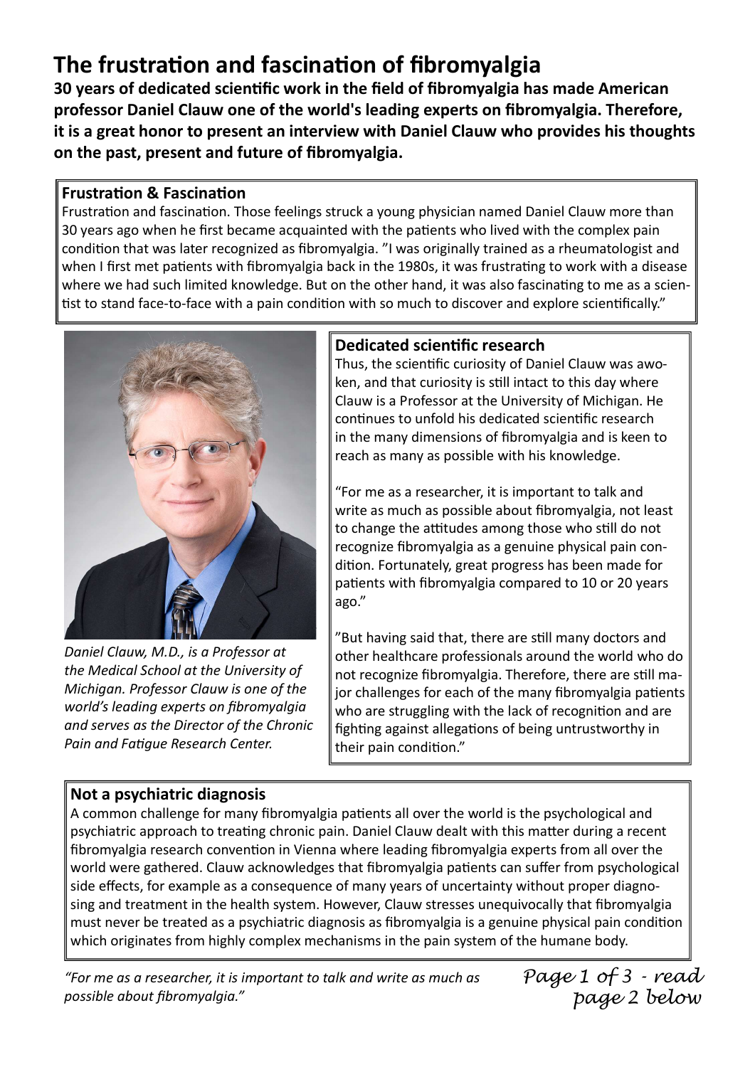# The frustration and fascination of fibromyalgia

**30 years of dedicated scientific work in the field of fibromyalgia has made American professor Daniel Clauw one of the world's leading experts on fibromyalgia. Therefore, it is a great honor to present an interview with Daniel Clauw who provides his thoughts on the past, present and future of fibromyalgia.**

## Frustration & Fascination

Frustration and fascination. Those feelings struck a young physician named Daniel Clauw more than 30 years ago when he first became acquainted with the patients who lived with the complex pain condition that was later recognized as fibromyalgia. ”I was originally trained as a rheumatologist and when I first met patients with fibromyalgia back in the 1980s, it was frustrating to work with a disease where we had such limited knowledge. But on the other hand, it was also fascinating to me as a scientist to stand face-to-face with a pain condition with so much to discover and explore scientifically.”

*Daniel Clauw, M.D., is a Professor at the Medical School at the University of Michigan. Professor Clauw is one of the world's leading experts on fibromyalgia and serves as the Director of the Chronic Pain and Fatigue Research Center.*

## Dedicated scientific research

Thus, the scientific curiosity of Daniel Clauw was awoken, and that curiosity is still intact to this day where Clauw is a Professor at the University of Michigan. He continues to unfold his dedicated scientific research in the many dimensions of fibromyalgia and is keen to reach as many as possible with his knowledge.

“For me as a researcher, it is important to talk and write as much as possible about fibromyalgia, not least to change the attitudes among those who still do not recognize fibromyalgia as a genuine physical pain condition. Fortunately, great progress has been made for patients with fibromyalgia compared to 10 or 20 years ago.”

”But having said that, there are still many doctors and other healthcare professionals around the world who do not recognize fibromyalgia. Therefore, there are still major challenges for each of the many fibromyalgia patients who are struggling with the lack of recognition and are fighting against allegations of being untrustworthy in their pain condition.”

## Not a psychiatric diagnosis

A common challenge for many fibromyalgia patients all over the world is the psychological and psychiatric approach to treating chronic pain. Daniel Clauw dealt with this matter during a recent fibromyalgia research convention in Vienna where leading fibromyalgia experts from all over the world were gathered. Clauw acknowledges that fibromyalgia patients can suffer from psychological side effects, for example as a consequence of many years of uncertainty without proper diagnosing and treatment in the health system. However, Clauw stresses unequivocally that fibromyalgia must never be treated as a psychiatric diagnosis as fibromyalgia is a genuine physical pain condition which originates from highly complex mechanisms in the pain system of the humane body.

*“For me as a researcher, it is important to talk and write as much as possible about fibromyalgia.”*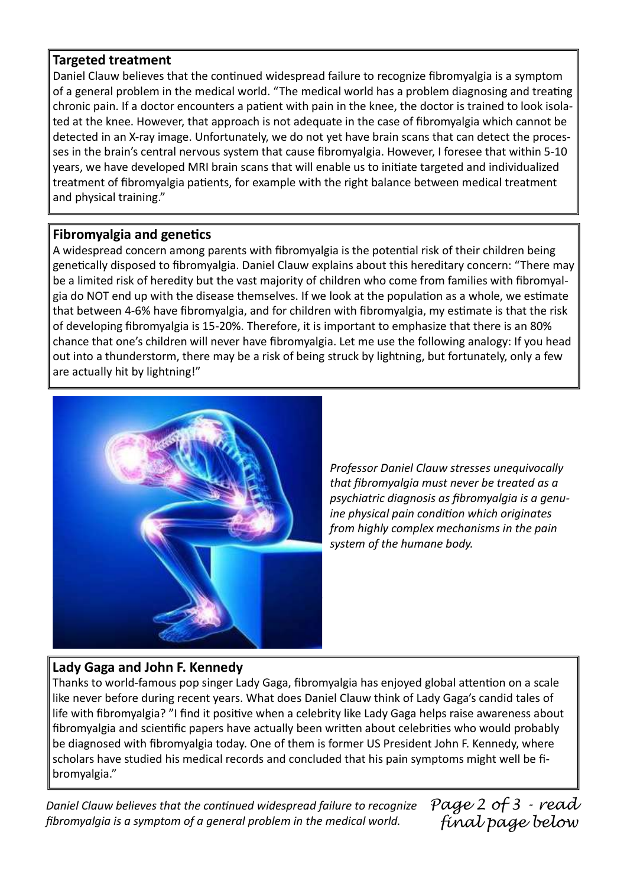## Targeted treatment

Daniel Clauw believes that the continued widespread failure to recognize fibromyalgia is a symptom of a general problem in the medical world. "The medical world has a problem diagnosing and treating chronic pain. If a doctor encounters a patient with pain in the knee, the doctor is trained to look isolated at the knee. However, that approach is not adequate in the case of fibromyalgia which cannot be detected in an X-ray image. Unfortunately, we do not yet have brain scans that can detect the processes in the brain's central nervous system that cause fibromyalgia. However, I foresee that within 5-10 years, we have developed MRI brain scans that will enable us to initiate targeted and individualized treatment of fibromyalgia patients, for example with the right balance between medical treatment and physical training."

## Fibromyalgia and genetics

A widespread concern among parents with fibromyalgia is the potential risk of their children being genetically disposed to fibromyalgia. Daniel Clauw explains about this hereditary concern: "There may be a limited risk of heredity but the vast majority of children who come from families with fibromyalgia do NOT end up with the disease themselves. If we look at the population as a whole, we estimate that between 4-6% have fibromyalgia, and for children with fibromyalgia, my estimate is that the risk of developing fibromyalgia is 15-20%. Therefore, it is important to emphasize that there is an 80% chance that one's children will never have fibromyalgia. Let me use the following analogy: If you head out into a thunderstorm, there may be a risk of being struck by lightning, but fortunately, only a few are actually hit by lightning!"

*Professor Daniel Clauw stresses unequivocally that fibromyalgia must never be treated as a psychiatric diagnosis as fibromyalgia is a genuine physical pain condition which originates from highly complex mechanisms in the pain system of the humane body.*

## Lady Gaga and John F. Kennedy

Thanks to world-famous pop singer Lady Gaga, fibromyalgia has enjoyed global attention on a scale like never before during recent years. What does Daniel Clauw think of Lady Gaga's candid tales of life with fibromyalgia? "I find it positive when a celebrity like Lady Gaga helps raise awareness about fibromyalgia and scientific papers have actually been written about celebrities who would probably be diagnosed with fibromyalgia today. One of them is former US President John F. Kennedy, where scholars have studied his medical records and concluded that his pain symptoms might well be fibromyalgia."

*Daniel Clauw believes that the continued widespread failure to recognize fibromyalgia is a symptom of a general problem in the medical world.*

*Page 2 of 3 - read final page below*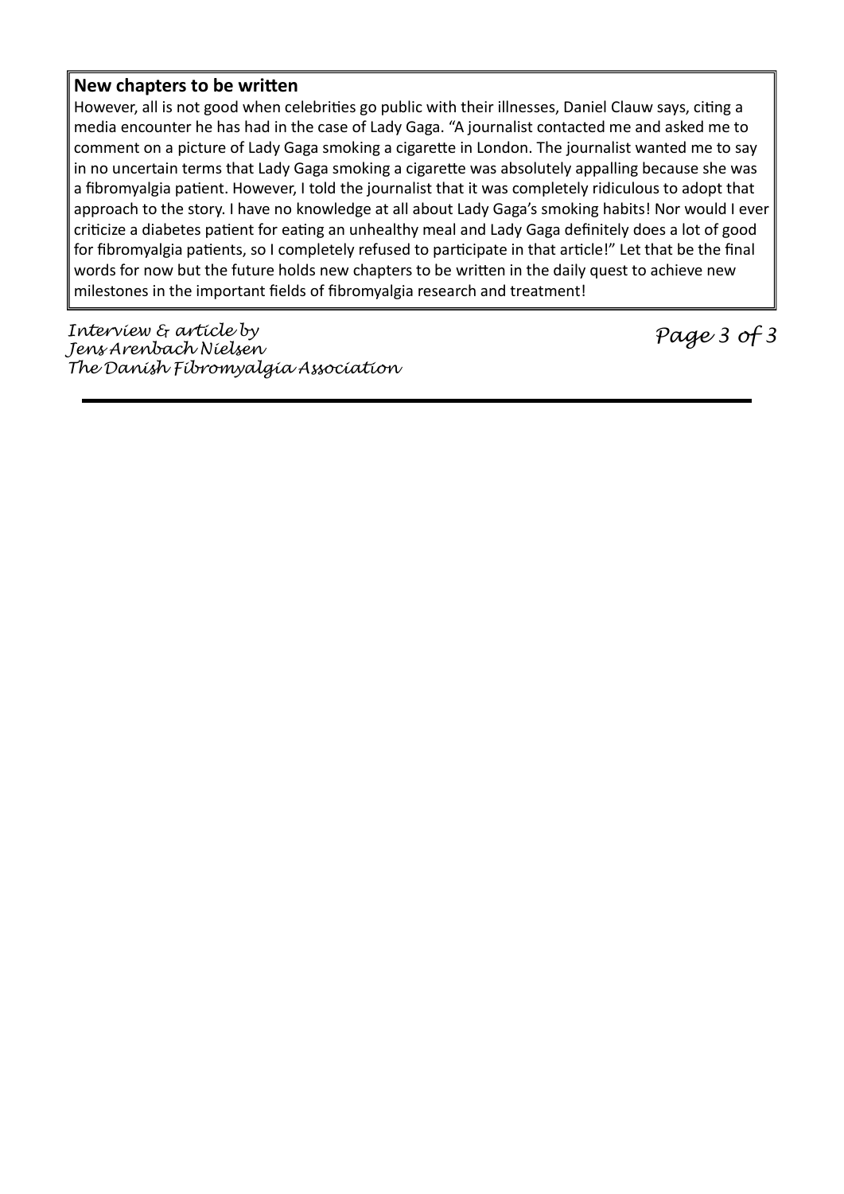### New chapters to be written

However, all is not good when celebrities go public with their illnesses, Daniel Clauw says, citing a media encounter he has had in the case of Lady Gaga. "A journalist contacted me and asked me to comment on a picture of Lady Gaga smoking a cigarette in London. The journalist wanted me to say in no uncertain terms that Lady Gaga smoking a cigarette was absolutely appalling because she was a fibromyalgia patient. However, I told the journalist that it was completely ridiculous to adopt that approach to the story. I have no knowledge at all about Lady Gaga's smoking habits! Nor would I ever criticize a diabetes patient for eating an unhealthy meal and Lady Gaga definitely does a lot of good for fibromyalgia patients, so I completely refused to participate in that article!" Let that be the final words for now but the future holds new chapters to be written in the daily quest to achieve new milestones in the important fields of fibromyalgia research and treatment!

*Interview & article by*
*Jens Arenbach Nielsen*
*The Danish Fibromyalgia Association*